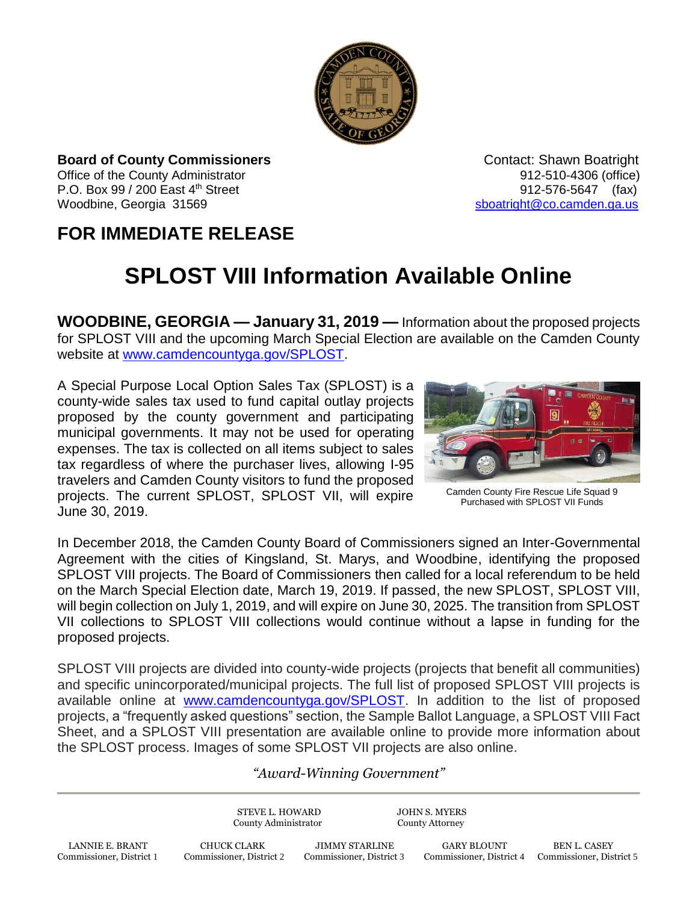**Board of County Commissioners**
Office of the County Administrator
P.O. Box 99 / 200 East 4th Street
Woodbine, Georgia 31569

Contact: Shawn Boatright
912-510-4306 (office)
912-576-5647 (fax)
sboatright@co.camden.ga.us

## FOR IMMEDIATE RELEASE

# SPLOST VIII Information Available Online

**WOODBINE, GEORGIA — January 31, 2019 —** Information about the proposed projects for SPLOST VIII and the upcoming March Special Election are available on the Camden County website at www.camdencountyga.gov/SPLOST.

A Special Purpose Local Option Sales Tax (SPLOST) is a county-wide sales tax used to fund capital outlay projects proposed by the county government and participating municipal governments. It may not be used for operating expenses. The tax is collected on all items subject to sales tax regardless of where the purchaser lives, allowing I-95 travelers and Camden County visitors to fund the proposed projects. The current SPLOST, SPLOST VII, will expire June 30, 2019.

Camden County Fire Rescue Life Squad 9 Purchased with SPLOST VII Funds

In December 2018, the Camden County Board of Commissioners signed an Inter-Governmental Agreement with the cities of Kingsland, St. Marys, and Woodbine, identifying the proposed SPLOST VIII projects. The Board of Commissioners then called for a local referendum to be held on the March Special Election date, March 19, 2019. If passed, the new SPLOST, SPLOST VIII, will begin collection on July 1, 2019, and will expire on June 30, 2025. The transition from SPLOST VII collections to SPLOST VIII collections would continue without a lapse in funding for the proposed projects.

SPLOST VIII projects are divided into county-wide projects (projects that benefit all communities) and specific unincorporated/municipal projects. The full list of proposed SPLOST VIII projects is available online at www.camdencountyga.gov/SPLOST. In addition to the list of proposed projects, a "frequently asked questions" section, the Sample Ballot Language, a SPLOST VIII Fact Sheet, and a SPLOST VIII presentation are available online to provide more information about the SPLOST process. Images of some SPLOST VII projects are also online.

*"Award-Winning Government"*

STEVE L. HOWARD, County Administrator
JOHN S. MYERS, County Attorney

LANNIE E. BRANT, Commissioner, District 1
CHUCK CLARK, Commissioner, District 2
JIMMY STARLINE, Commissioner, District 3
GARY BLOUNT, Commissioner, District 4
BEN L. CASEY, Commissioner, District 5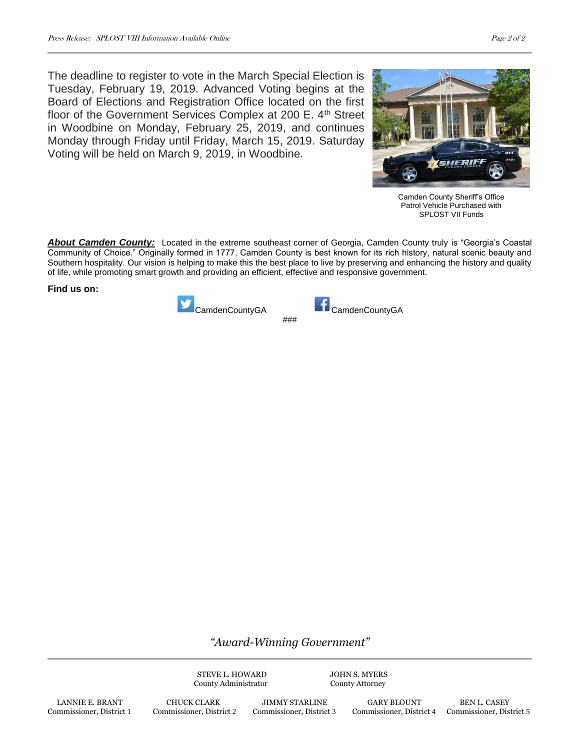The deadline to register to vote in the March Special Election is Tuesday, February 19, 2019. Advanced Voting begins at the Board of Elections and Registration Office located on the first floor of the Government Services Complex at 200 E. 4th Street in Woodbine on Monday, February 25, 2019, and continues Monday through Friday until Friday, March 15, 2019. Saturday Voting will be held on March 9, 2019, in Woodbine.

Camden County Sheriff's Office Patrol Vehicle Purchased with SPLOST VII Funds

***About Camden County:*** Located in the extreme southeast corner of Georgia, Camden County truly is "Georgia's Coastal Community of Choice." Originally formed in 1777, Camden County is best known for its rich history, natural scenic beauty and Southern hospitality. Our vision is helping to make this the best place to live by preserving and enhancing the history and quality of life, while promoting smart growth and providing an efficient, effective and responsive government.

**Find us on:**

CamdenCountyGA CamdenCountyGA

###

*"Award-Winning Government"*

STEVE L. HOWARD
County Administrator

JOHN S. MYERS
County Attorney

LANNIE E. BRANT
Commissioner, District 1

CHUCK CLARK
Commissioner, District 2

JIMMY STARLINE
Commissioner, District 3

GARY BLOUNT
Commissioner, District 4

BEN L. CASEY
Commissioner, District 5